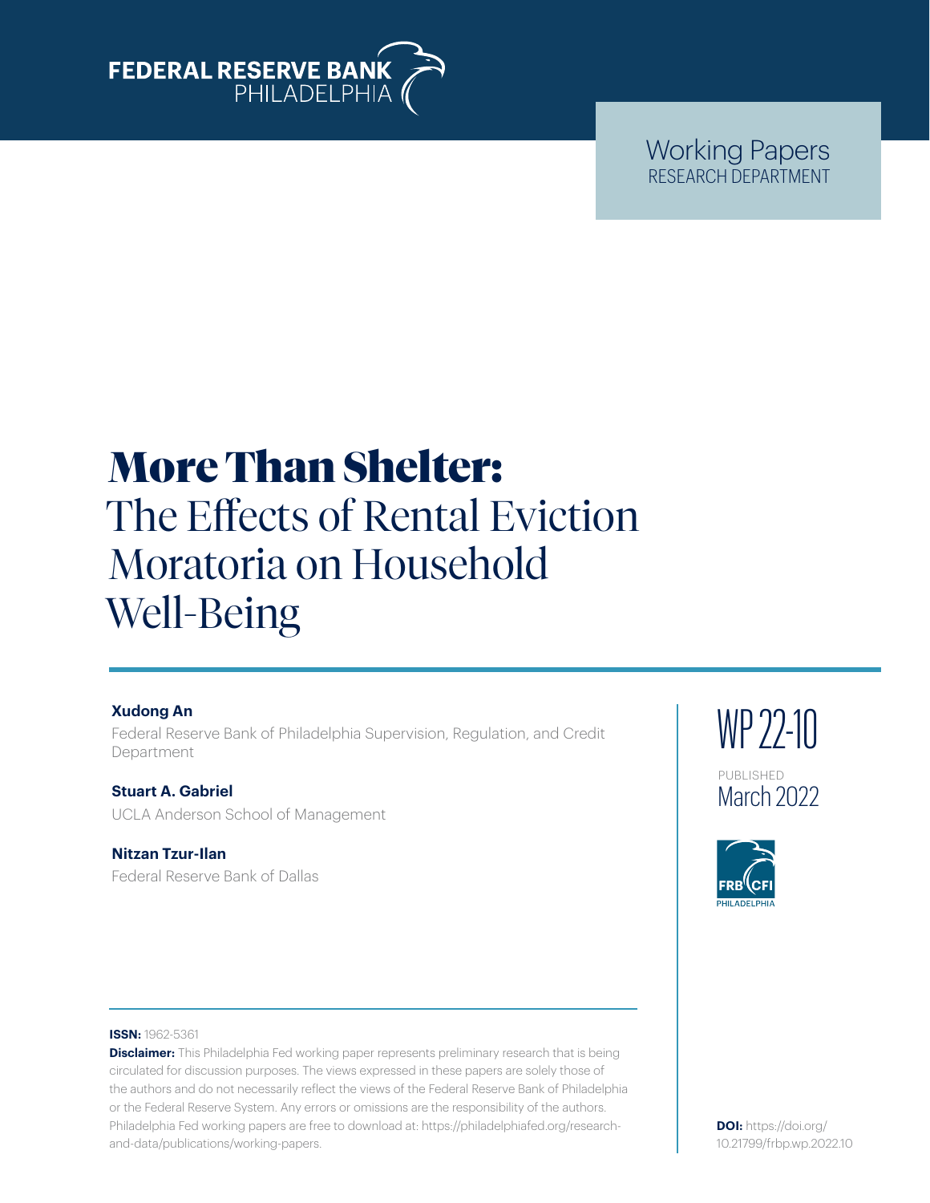FEDERAL RESERVE BANK PHILADELPHIA

Working Papers
RESEARCH DEPARTMENT

# More Than Shelter: The Effects of Rental Eviction Moratoria on Household Well-Being

**Xudong An**
Federal Reserve Bank of Philadelphia Supervision, Regulation, and Credit Department

**Stuart A. Gabriel**
UCLA Anderson School of Management

**Nitzan Tzur-Ilan**
Federal Reserve Bank of Dallas

WP 22-10

PUBLISHED
March 2022

**ISSN:** 1962-5361

**Disclaimer:** This Philadelphia Fed working paper represents preliminary research that is being circulated for discussion purposes. The views expressed in these papers are solely those of the authors and do not necessarily reflect the views of the Federal Reserve Bank of Philadelphia or the Federal Reserve System. Any errors or omissions are the responsibility of the authors. Philadelphia Fed working papers are free to download at: https://philadelphiafed.org/research-and-data/publications/working-papers.

**DOI:** https://doi.org/10.21799/frbp.wp.2022.10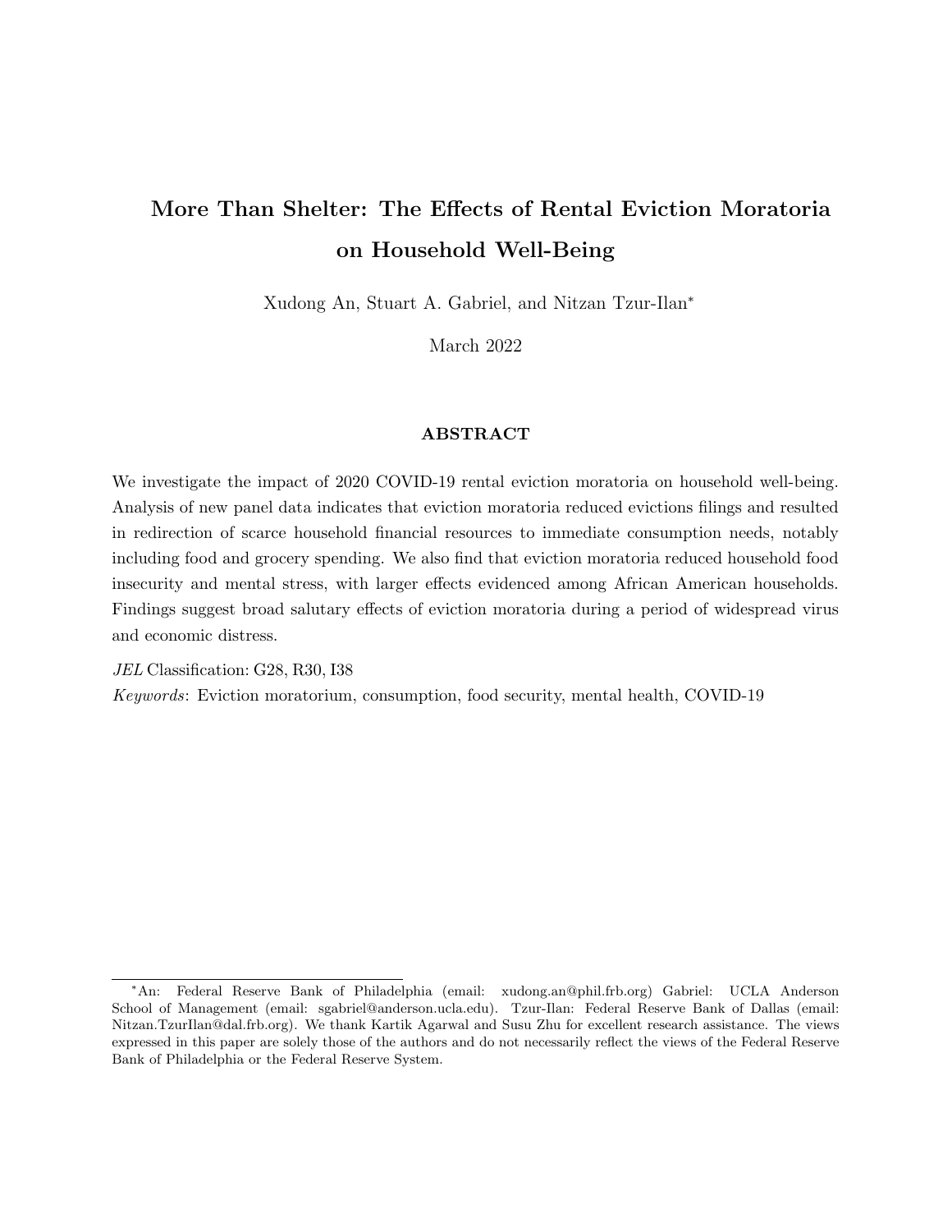# More Than Shelter: The Effects of Rental Eviction Moratoria on Household Well-Being

Xudong An, Stuart A. Gabriel, and Nitzan Tzur-Ilan*

March 2022

## ABSTRACT

We investigate the impact of 2020 COVID-19 rental eviction moratoria on household well-being. Analysis of new panel data indicates that eviction moratoria reduced evictions filings and resulted in redirection of scarce household financial resources to immediate consumption needs, notably including food and grocery spending. We also find that eviction moratoria reduced household food insecurity and mental stress, with larger effects evidenced among African American households. Findings suggest broad salutary effects of eviction moratoria during a period of widespread virus and economic distress.

*JEL* Classification: G28, R30, I38

*Keywords*: Eviction moratorium, consumption, food security, mental health, COVID-19

---

*An: Federal Reserve Bank of Philadelphia (email: xudong.an@phil.frb.org) Gabriel: UCLA Anderson School of Management (email: sgabriel@anderson.ucla.edu). Tzur-Ilan: Federal Reserve Bank of Dallas (email: Nitzan.TzurIlan@dal.frb.org). We thank Kartik Agarwal and Susu Zhu for excellent research assistance. The views expressed in this paper are solely those of the authors and do not necessarily reflect the views of the Federal Reserve Bank of Philadelphia or the Federal Reserve System.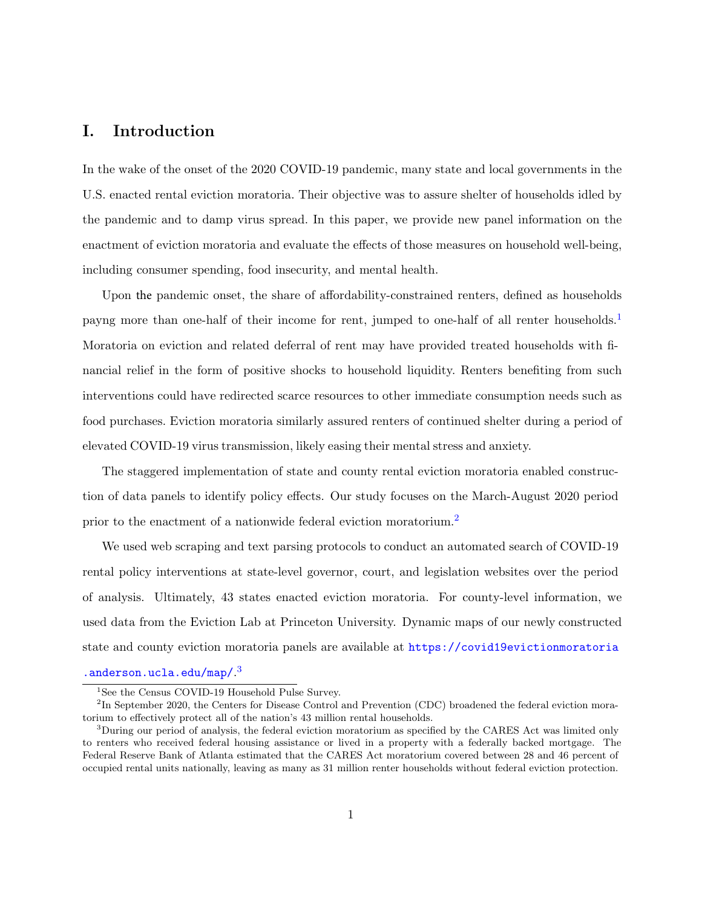# I. Introduction

In the wake of the onset of the 2020 COVID-19 pandemic, many state and local governments in the U.S. enacted rental eviction moratoria. Their objective was to assure shelter of households idled by the pandemic and to damp virus spread. In this paper, we provide new panel information on the enactment of eviction moratoria and evaluate the effects of those measures on household well-being, including consumer spending, food insecurity, and mental health.

Upon the pandemic onset, the share of affordability-constrained renters, defined as households payng more than one-half of their income for rent, jumped to one-half of all renter households.[1] Moratoria on eviction and related deferral of rent may have provided treated households with financial relief in the form of positive shocks to household liquidity. Renters benefiting from such interventions could have redirected scarce resources to other immediate consumption needs such as food purchases. Eviction moratoria similarly assured renters of continued shelter during a period of elevated COVID-19 virus transmission, likely easing their mental stress and anxiety.

The staggered implementation of state and county rental eviction moratoria enabled construction of data panels to identify policy effects. Our study focuses on the March-August 2020 period prior to the enactment of a nationwide federal eviction moratorium.[2]

We used web scraping and text parsing protocols to conduct an automated search of COVID-19 rental policy interventions at state-level governor, court, and legislation websites over the period of analysis. Ultimately, 43 states enacted eviction moratoria. For county-level information, we used data from the Eviction Lab at Princeton University. Dynamic maps of our newly constructed state and county eviction moratoria panels are available at https://covid19evictionmoratoria.anderson.ucla.edu/map/.[3]

[1] See the Census COVID-19 Household Pulse Survey.

[2] In September 2020, the Centers for Disease Control and Prevention (CDC) broadened the federal eviction moratorium to effectively protect all of the nation's 43 million rental households.

[3] During our period of analysis, the federal eviction moratorium as specified by the CARES Act was limited only to renters who received federal housing assistance or lived in a property with a federally backed mortgage. The Federal Reserve Bank of Atlanta estimated that the CARES Act moratorium covered between 28 and 46 percent of occupied rental units nationally, leaving as many as 31 million renter households without federal eviction protection.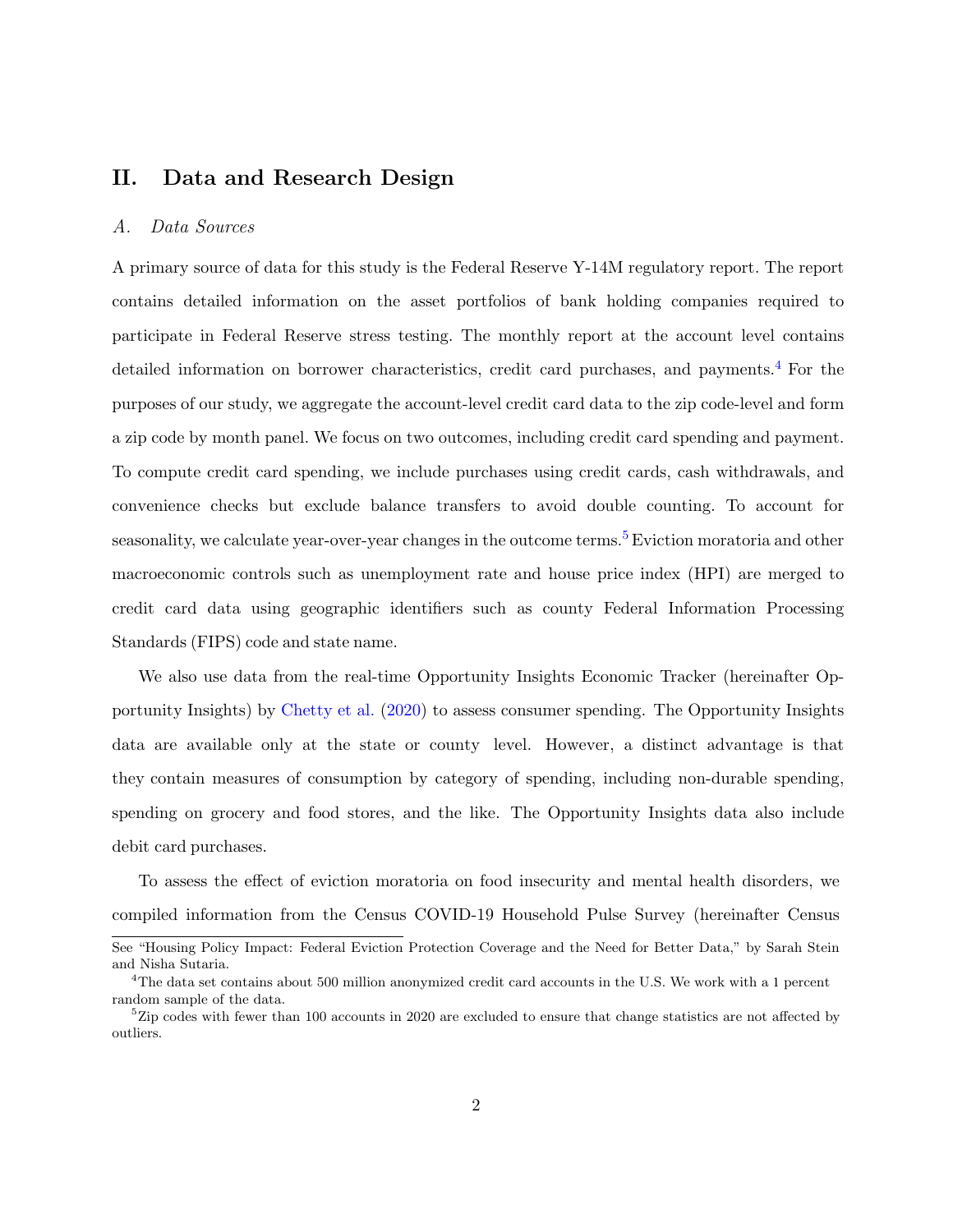# II. Data and Research Design

## *A. Data Sources*

A primary source of data for this study is the Federal Reserve Y-14M regulatory report. The report contains detailed information on the asset portfolios of bank holding companies required to participate in Federal Reserve stress testing. The monthly report at the account level contains detailed information on borrower characteristics, credit card purchases, and payments.[4] For the purposes of our study, we aggregate the account-level credit card data to the zip code-level and form a zip code by month panel. We focus on two outcomes, including credit card spending and payment. To compute credit card spending, we include purchases using credit cards, cash withdrawals, and convenience checks but exclude balance transfers to avoid double counting. To account for seasonality, we calculate year-over-year changes in the outcome terms.[5] Eviction moratoria and other macroeconomic controls such as unemployment rate and house price index (HPI) are merged to credit card data using geographic identifiers such as county Federal Information Processing Standards (FIPS) code and state name.

We also use data from the real-time Opportunity Insights Economic Tracker (hereinafter Opportunity Insights) by Chetty et al. (2020) to assess consumer spending. The Opportunity Insights data are available only at the state or county level. However, a distinct advantage is that they contain measures of consumption by category of spending, including non-durable spending, spending on grocery and food stores, and the like. The Opportunity Insights data also include debit card purchases.

To assess the effect of eviction moratoria on food insecurity and mental health disorders, we compiled information from the Census COVID-19 Household Pulse Survey (hereinafter Census

---

See "Housing Policy Impact: Federal Eviction Protection Coverage and the Need for Better Data," by Sarah Stein and Nisha Sutaria.

[4] The data set contains about 500 million anonymized credit card accounts in the U.S. We work with a 1 percent random sample of the data.

[5] Zip codes with fewer than 100 accounts in 2020 are excluded to ensure that change statistics are not affected by outliers.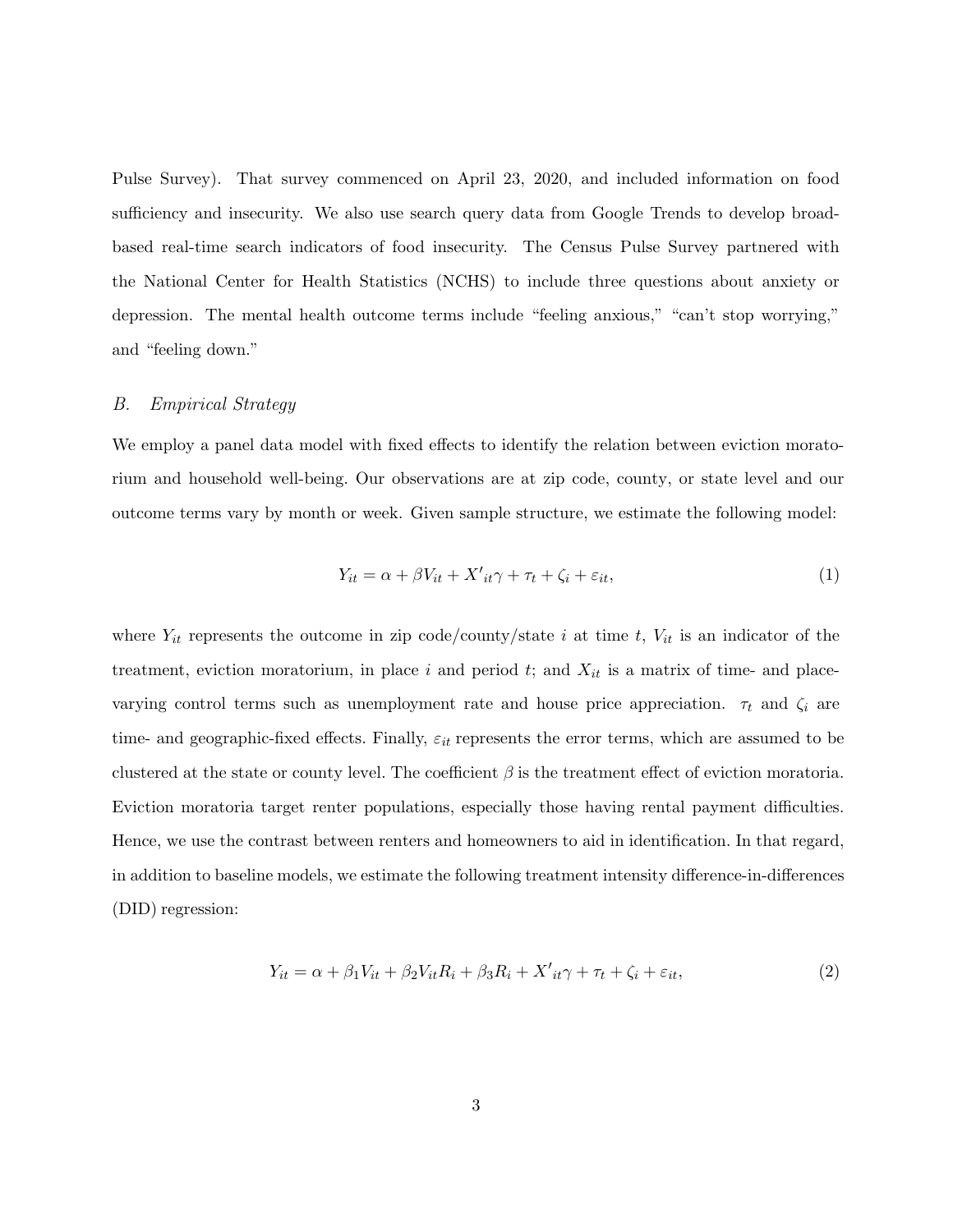Pulse Survey). That survey commenced on April 23, 2020, and included information on food sufficiency and insecurity. We also use search query data from Google Trends to develop broad-based real-time search indicators of food insecurity. The Census Pulse Survey partnered with the National Center for Health Statistics (NCHS) to include three questions about anxiety or depression. The mental health outcome terms include "feeling anxious," "can't stop worrying," and "feeling down."

### *B. Empirical Strategy*

We employ a panel data model with fixed effects to identify the relation between eviction moratorium and household well-being. Our observations are at zip code, county, or state level and our outcome terms vary by month or week. Given sample structure, we estimate the following model:

$$Y_{it} = \alpha + \beta V_{it} + X'_{it}\gamma + \tau_t + \zeta_i + \varepsilon_{it}, \tag{1}$$

where $Y_{it}$ represents the outcome in zip code/county/state $i$ at time $t$, $V_{it}$ is an indicator of the treatment, eviction moratorium, in place $i$ and period $t$; and $X_{it}$ is a matrix of time- and place-varying control terms such as unemployment rate and house price appreciation. $\tau_t$ and $\zeta_i$ are time- and geographic-fixed effects. Finally, $\varepsilon_{it}$ represents the error terms, which are assumed to be clustered at the state or county level. The coefficient $\beta$ is the treatment effect of eviction moratoria. Eviction moratoria target renter populations, especially those having rental payment difficulties. Hence, we use the contrast between renters and homeowners to aid in identification. In that regard, in addition to baseline models, we estimate the following treatment intensity difference-in-differences (DID) regression:

$$Y_{it} = \alpha + \beta_1 V_{it} + \beta_2 V_{it} R_i + \beta_3 R_i + X'_{it}\gamma + \tau_t + \zeta_i + \varepsilon_{it}, \tag{2}$$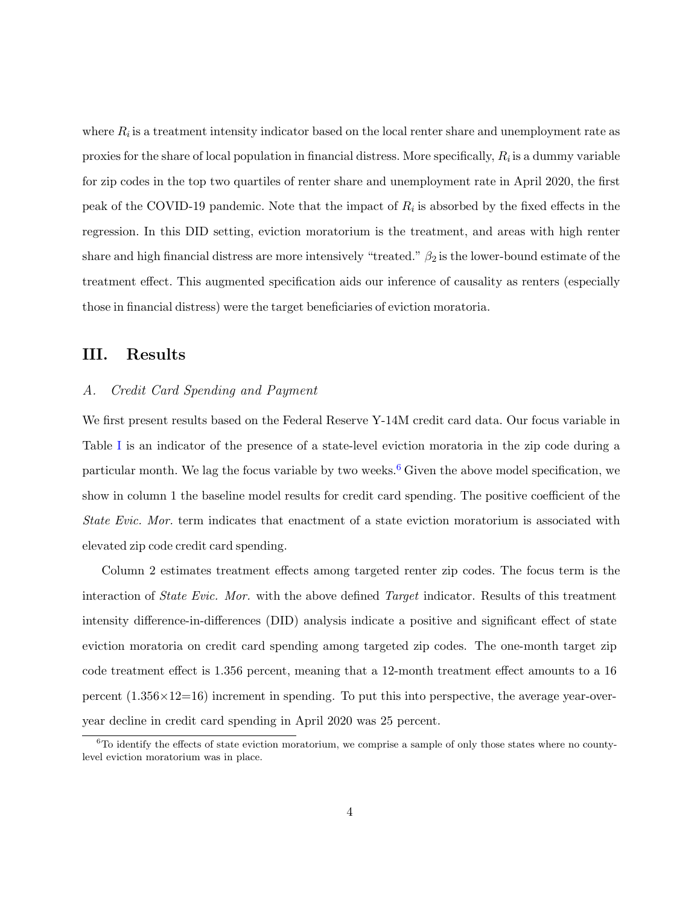where $R_i$ is a treatment intensity indicator based on the local renter share and unemployment rate as proxies for the share of local population in financial distress. More specifically, $R_i$ is a dummy variable for zip codes in the top two quartiles of renter share and unemployment rate in April 2020, the first peak of the COVID-19 pandemic. Note that the impact of $R_i$ is absorbed by the fixed effects in the regression. In this DID setting, eviction moratorium is the treatment, and areas with high renter share and high financial distress are more intensively "treated." $\beta_2$ is the lower-bound estimate of the treatment effect. This augmented specification aids our inference of causality as renters (especially those in financial distress) were the target beneficiaries of eviction moratoria.

## III. Results

### *A. Credit Card Spending and Payment*

We first present results based on the Federal Reserve Y-14M credit card data. Our focus variable in Table I is an indicator of the presence of a state-level eviction moratoria in the zip code during a particular month. We lag the focus variable by two weeks.[6] Given the above model specification, we show in column 1 the baseline model results for credit card spending. The positive coefficient of the *State Evic. Mor.* term indicates that enactment of a state eviction moratorium is associated with elevated zip code credit card spending.

Column 2 estimates treatment effects among targeted renter zip codes. The focus term is the interaction of *State Evic. Mor.* with the above defined *Target* indicator. Results of this treatment intensity difference-in-differences (DID) analysis indicate a positive and significant effect of state eviction moratoria on credit card spending among targeted zip codes. The one-month target zip code treatment effect is 1.356 percent, meaning that a 12-month treatment effect amounts to a 16 percent ($1.356\times12=16$) increment in spending. To put this into perspective, the average year-over-year decline in credit card spending in April 2020 was 25 percent.

[6] To identify the effects of state eviction moratorium, we comprise a sample of only those states where no county-level eviction moratorium was in place.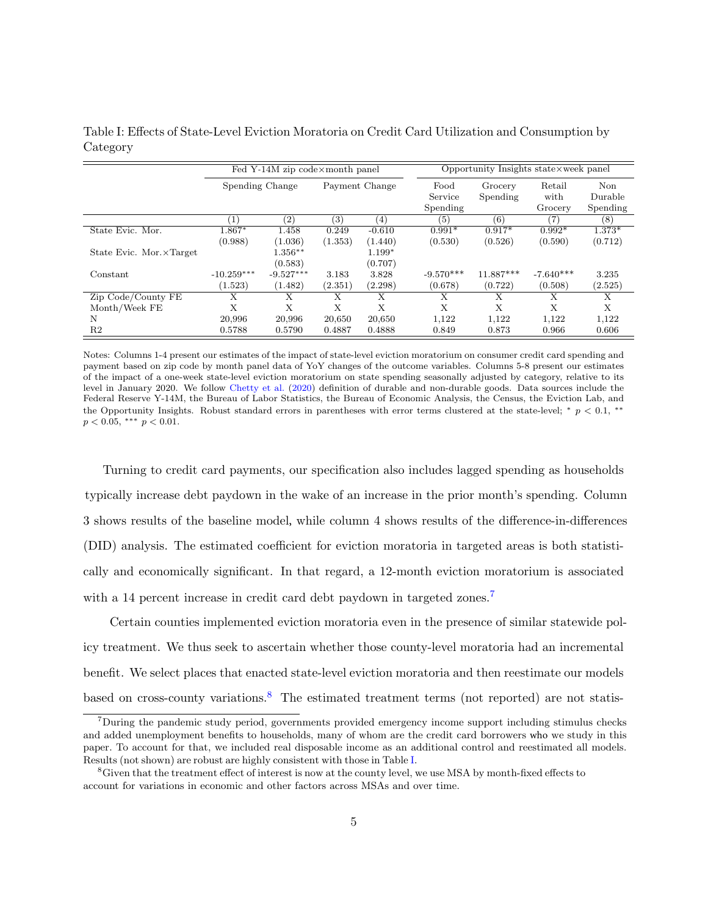Table I: Effects of State-Level Eviction Moratoria on Credit Card Utilization and Consumption by Category

| | Fed Y-14M zip code×month panel | | | | Opportunity Insights state×week panel | | | |
|---|---|---|---|---|---|---|---|---|
| | Spending Change | | Payment Change | | Food Service Spending | Grocery Spending | Retail with Grocery | Non Durable Spending |
| | (1) | (2) | (3) | (4) | (5) | (6) | (7) | (8) |
| State Evic. Mor. | 1.867* | 1.458 | 0.249 | -0.610 | 0.991* | 0.917* | 0.992* | 1.373* |
| | (0.988) | (1.036) | (1.353) | (1.440) | (0.530) | (0.526) | (0.590) | (0.712) |
| State Evic. Mor.×Target | | 1.356** | | 1.199* | | | | |
| | | (0.583) | | (0.707) | | | | |
| Constant | -10.259*** | -9.527*** | 3.183 | 3.828 | -9.570*** | 11.887*** | -7.640*** | 3.235 |
| | (1.523) | (1.482) | (2.351) | (2.298) | (0.678) | (0.722) | (0.508) | (2.525) |
| Zip Code/County FE | X | X | X | X | X | X | X | X |
| Month/Week FE | X | X | X | X | X | X | X | X |
| N | 20,996 | 20,996 | 20,650 | 20,650 | 1,122 | 1,122 | 1,122 | 1,122 |
| R2 | 0.5788 | 0.5790 | 0.4887 | 0.4888 | 0.849 | 0.873 | 0.966 | 0.606 |

Notes: Columns 1-4 present our estimates of the impact of state-level eviction moratorium on consumer credit card spending and payment based on zip code by month panel data of YoY changes of the outcome variables. Columns 5-8 present our estimates of the impact of a one-week state-level eviction moratorium on state spending seasonally adjusted by category, relative to its level in January 2020. We follow Chetty et al. (2020) definition of durable and non-durable goods. Data sources include the Federal Reserve Y-14M, the Bureau of Labor Statistics, the Bureau of Economic Analysis, the Census, the Eviction Lab, and the Opportunity Insights. Robust standard errors in parentheses with error terms clustered at the state-level; * $p < 0.1$, ** $p < 0.05$, *** $p < 0.01$.

Turning to credit card payments, our specification also includes lagged spending as households typically increase debt paydown in the wake of an increase in the prior month's spending. Column 3 shows results of the baseline model, while column 4 shows results of the difference-in-differences (DID) analysis. The estimated coefficient for eviction moratoria in targeted areas is both statistically and economically significant. In that regard, a 12-month eviction moratorium is associated with a 14 percent increase in credit card debt paydown in targeted zones.[7]

Certain counties implemented eviction moratoria even in the presence of similar statewide policy treatment. We thus seek to ascertain whether those county-level moratoria had an incremental benefit. We select places that enacted state-level eviction moratoria and then reestimate our models based on cross-county variations.[8] The estimated treatment terms (not reported) are not statis-

[7] During the pandemic study period, governments provided emergency income support including stimulus checks and added unemployment benefits to households, many of whom are the credit card borrowers who we study in this paper. To account for that, we included real disposable income as an additional control and reestimated all models. Results (not shown) are robust are highly consistent with those in Table I.

[8] Given that the treatment effect of interest is now at the county level, we use MSA by month-fixed effects to account for variations in economic and other factors across MSAs and over time.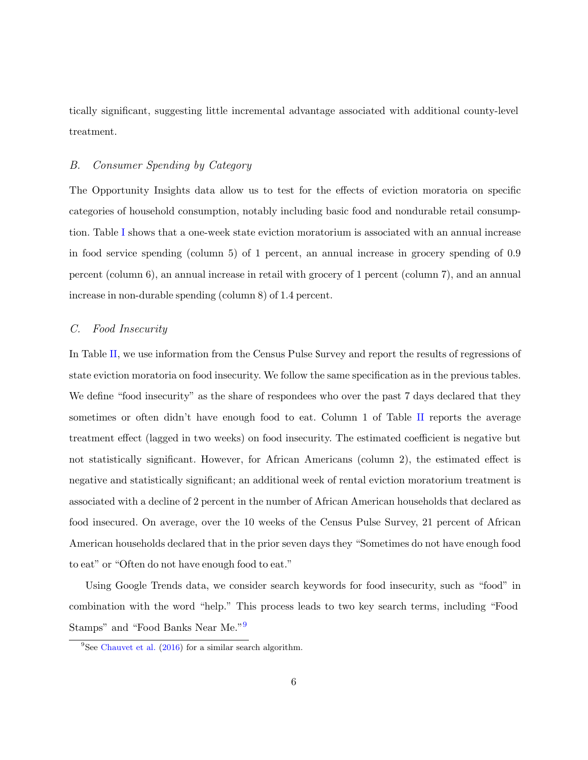tically significant, suggesting little incremental advantage associated with additional county-level treatment.

### B. *Consumer Spending by Category*

The Opportunity Insights data allow us to test for the effects of eviction moratoria on specific categories of household consumption, notably including basic food and nondurable retail consumption. Table I shows that a one-week state eviction moratorium is associated with an annual increase in food service spending (column 5) of 1 percent, an annual increase in grocery spending of 0.9 percent (column 6), an annual increase in retail with grocery of 1 percent (column 7), and an annual increase in non-durable spending (column 8) of 1.4 percent.

### C. *Food Insecurity*

In Table II, we use information from the Census Pulse Survey and report the results of regressions of state eviction moratoria on food insecurity. We follow the same specification as in the previous tables. We define "food insecurity" as the share of respondees who over the past 7 days declared that they sometimes or often didn't have enough food to eat. Column 1 of Table II reports the average treatment effect (lagged in two weeks) on food insecurity. The estimated coefficient is negative but not statistically significant. However, for African Americans (column 2), the estimated effect is negative and statistically significant; an additional week of rental eviction moratorium treatment is associated with a decline of 2 percent in the number of African American households that declared as food insecured. On average, over the 10 weeks of the Census Pulse Survey, 21 percent of African American households declared that in the prior seven days they "Sometimes do not have enough food to eat" or "Often do not have enough food to eat."

Using Google Trends data, we consider search keywords for food insecurity, such as "food" in combination with the word "help." This process leads to two key search terms, including "Food Stamps" and "Food Banks Near Me."[9]

[9] See Chauvet et al. (2016) for a similar search algorithm.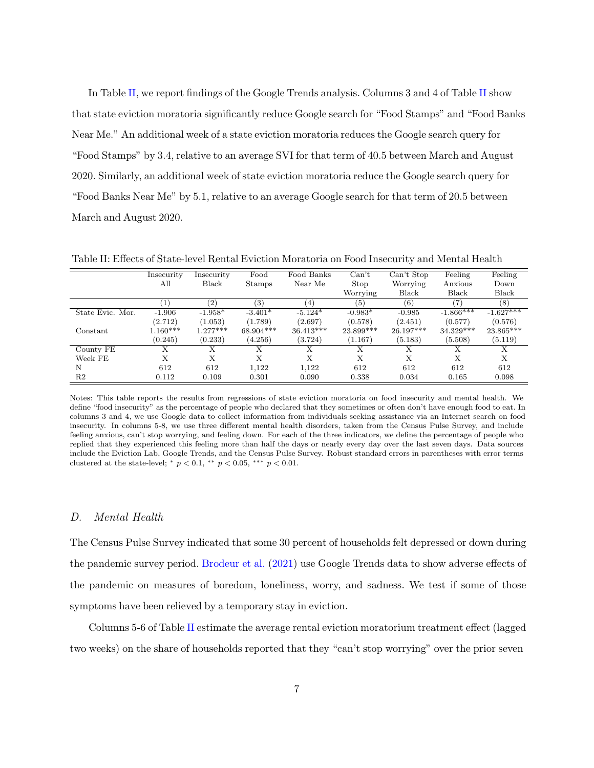In Table II, we report findings of the Google Trends analysis. Columns 3 and 4 of Table II show that state eviction moratoria significantly reduce Google search for "Food Stamps" and "Food Banks Near Me." An additional week of a state eviction moratoria reduces the Google search query for "Food Stamps" by 3.4, relative to an average SVI for that term of 40.5 between March and August 2020. Similarly, an additional week of state eviction moratoria reduce the Google search query for "Food Banks Near Me" by 5.1, relative to an average Google search for that term of 20.5 between March and August 2020.

Table II: Effects of State-level Rental Eviction Moratoria on Food Insecurity and Mental Health

| | Insecurity All | Insecurity Black | Food Stamps | Food Banks Near Me | Can't Stop Worrying | Can't Stop Worrying Black | Feeling Anxious Black | Feeling Down Black |
|---|---|---|---|---|---|---|---|---|
| | (1) | (2) | (3) | (4) | (5) | (6) | (7) | (8) |
| State Evic. Mor. | -1.906 | -1.958* | -3.401* | -5.124* | -0.983* | -0.985 | -1.866*** | -1.627*** |
| | (2.712) | (1.053) | (1.789) | (2.697) | (0.578) | (2.451) | (0.577) | (0.576) |
| Constant | 1.160*** | 1.277*** | 68.904*** | 36.413*** | 23.899*** | 26.197*** | 34.329*** | 23.865*** |
| | (0.245) | (0.233) | (4.256) | (3.724) | (1.167) | (5.183) | (5.508) | (5.119) |
| County FE | X | X | X | X | X | X | X | X |
| Week FE | X | X | X | X | X | X | X | X |
| N | 612 | 612 | 1,122 | 1,122 | 612 | 612 | 612 | 612 |
| R2 | 0.112 | 0.109 | 0.301 | 0.090 | 0.338 | 0.034 | 0.165 | 0.098 |

Notes: This table reports the results from regressions of state eviction moratoria on food insecurity and mental health. We define "food insecurity" as the percentage of people who declared that they sometimes or often don't have enough food to eat. In columns 3 and 4, we use Google data to collect information from individuals seeking assistance via an Internet search on food insecurity. In columns 5-8, we use three different mental health disorders, taken from the Census Pulse Survey, and include feeling anxious, can't stop worrying, and feeling down. For each of the three indicators, we define the percentage of people who replied that they experienced this feeling more than half the days or nearly every day over the last seven days. Data sources include the Eviction Lab, Google Trends, and the Census Pulse Survey. Robust standard errors in parentheses with error terms clustered at the state-level; * $p < 0.1$, ** $p < 0.05$, *** $p < 0.01$.

### *D. Mental Health*

The Census Pulse Survey indicated that some 30 percent of households felt depressed or down during the pandemic survey period. Brodeur et al. (2021) use Google Trends data to show adverse effects of the pandemic on measures of boredom, loneliness, worry, and sadness. We test if some of those symptoms have been relieved by a temporary stay in eviction.

Columns 5-6 of Table II estimate the average rental eviction moratorium treatment effect (lagged two weeks) on the share of households reported that they "can't stop worrying" over the prior seven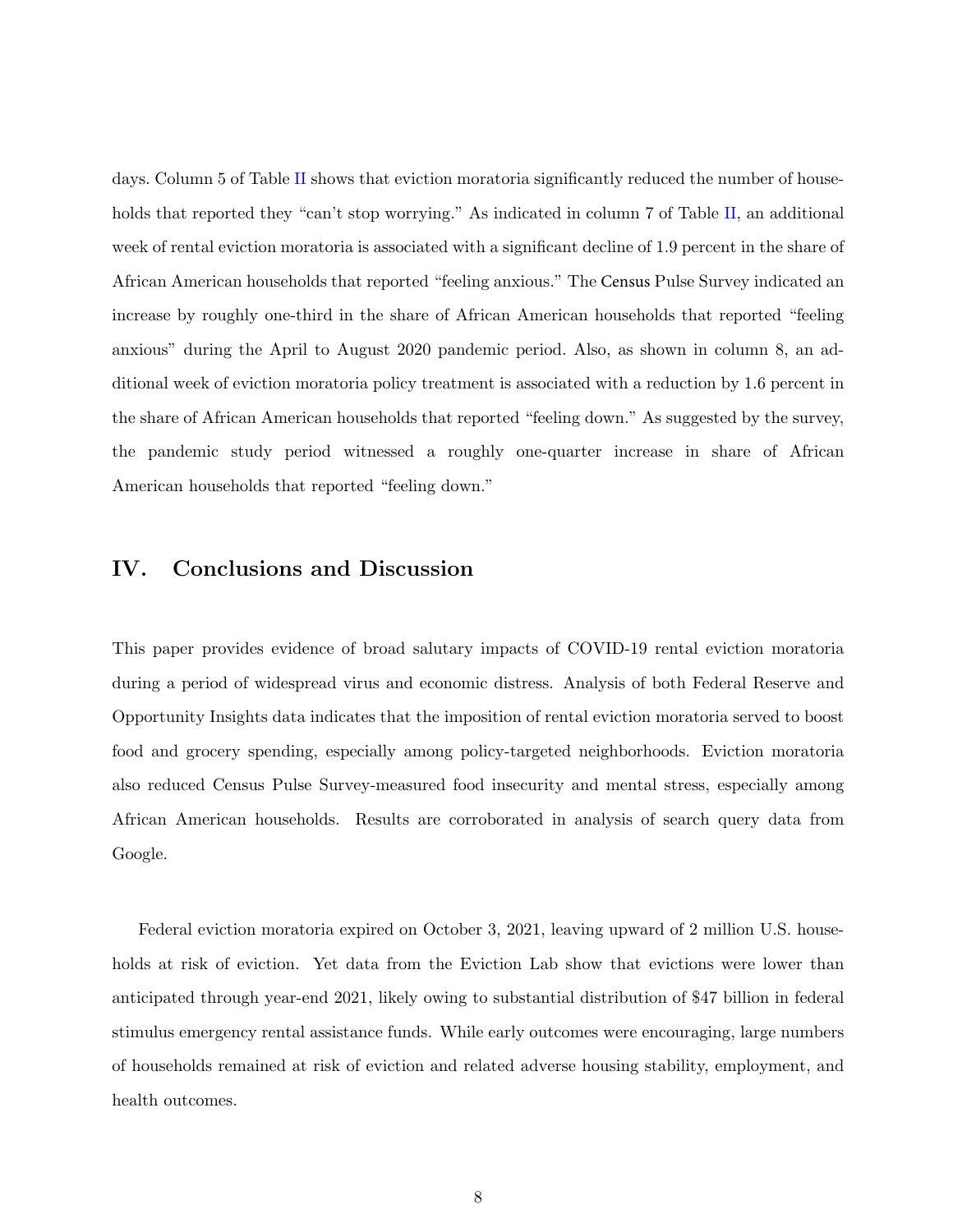days. Column 5 of Table II shows that eviction moratoria significantly reduced the number of households that reported they "can't stop worrying." As indicated in column 7 of Table II, an additional week of rental eviction moratoria is associated with a significant decline of 1.9 percent in the share of African American households that reported "feeling anxious." The Census Pulse Survey indicated an increase by roughly one-third in the share of African American households that reported "feeling anxious" during the April to August 2020 pandemic period. Also, as shown in column 8, an additional week of eviction moratoria policy treatment is associated with a reduction by 1.6 percent in the share of African American households that reported "feeling down." As suggested by the survey, the pandemic study period witnessed a roughly one-quarter increase in share of African American households that reported "feeling down."

## IV. Conclusions and Discussion

This paper provides evidence of broad salutary impacts of COVID-19 rental eviction moratoria during a period of widespread virus and economic distress. Analysis of both Federal Reserve and Opportunity Insights data indicates that the imposition of rental eviction moratoria served to boost food and grocery spending, especially among policy-targeted neighborhoods. Eviction moratoria also reduced Census Pulse Survey-measured food insecurity and mental stress, especially among African American households. Results are corroborated in analysis of search query data from Google.

Federal eviction moratoria expired on October 3, 2021, leaving upward of 2 million U.S. households at risk of eviction. Yet data from the Eviction Lab show that evictions were lower than anticipated through year-end 2021, likely owing to substantial distribution of $47 billion in federal stimulus emergency rental assistance funds. While early outcomes were encouraging, large numbers of households remained at risk of eviction and related adverse housing stability, employment, and health outcomes.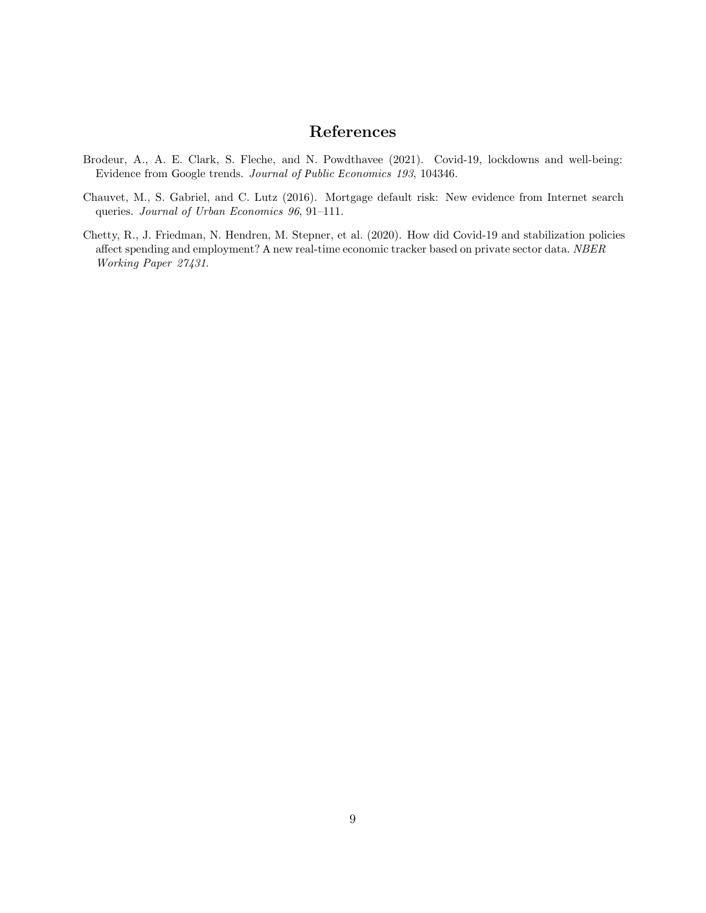# References

Brodeur, A., A. E. Clark, S. Fleche, and N. Powdthavee (2021). Covid-19, lockdowns and well-being: Evidence from Google trends. *Journal of Public Economics 193*, 104346.

Chauvet, M., S. Gabriel, and C. Lutz (2016). Mortgage default risk: New evidence from Internet search queries. *Journal of Urban Economics 96*, 91–111.

Chetty, R., J. Friedman, N. Hendren, M. Stepner, et al. (2020). How did Covid-19 and stabilization policies affect spending and employment? A new real-time economic tracker based on private sector data. *NBER Working Paper 27431*.